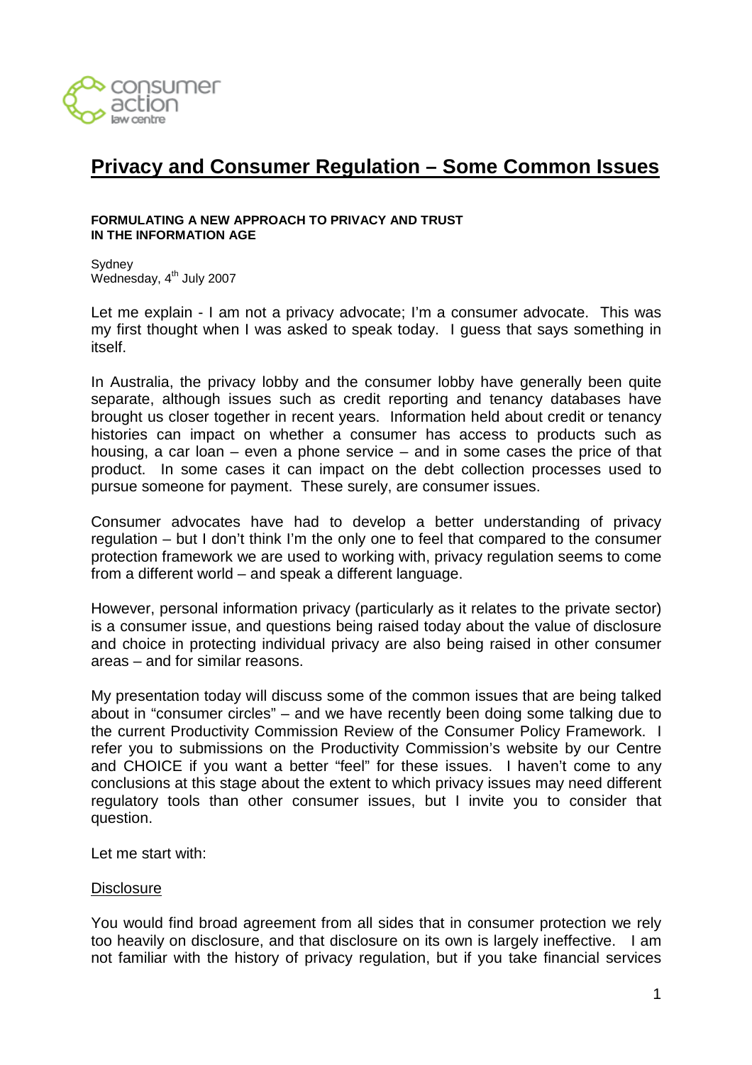# Privacy and Consumer Regulation – Some Common Issues

**FORMULATING A NEW APPROACH TO PRIVACY AND TRUST IN THE INFORMATION AGE**

Sydney
Wednesday, 4th July 2007

Let me explain - I am not a privacy advocate; I'm a consumer advocate. This was my first thought when I was asked to speak today. I guess that says something in itself.

In Australia, the privacy lobby and the consumer lobby have generally been quite separate, although issues such as credit reporting and tenancy databases have brought us closer together in recent years. Information held about credit or tenancy histories can impact on whether a consumer has access to products such as housing, a car loan – even a phone service – and in some cases the price of that product. In some cases it can impact on the debt collection processes used to pursue someone for payment. These surely, are consumer issues.

Consumer advocates have had to develop a better understanding of privacy regulation – but I don't think I'm the only one to feel that compared to the consumer protection framework we are used to working with, privacy regulation seems to come from a different world – and speak a different language.

However, personal information privacy (particularly as it relates to the private sector) is a consumer issue, and questions being raised today about the value of disclosure and choice in protecting individual privacy are also being raised in other consumer areas – and for similar reasons.

My presentation today will discuss some of the common issues that are being talked about in "consumer circles" – and we have recently been doing some talking due to the current Productivity Commission Review of the Consumer Policy Framework. I refer you to submissions on the Productivity Commission's website by our Centre and CHOICE if you want a better "feel" for these issues. I haven't come to any conclusions at this stage about the extent to which privacy issues may need different regulatory tools than other consumer issues, but I invite you to consider that question.

Let me start with:

<u>Disclosure</u>

You would find broad agreement from all sides that in consumer protection we rely too heavily on disclosure, and that disclosure on its own is largely ineffective. I am not familiar with the history of privacy regulation, but if you take financial services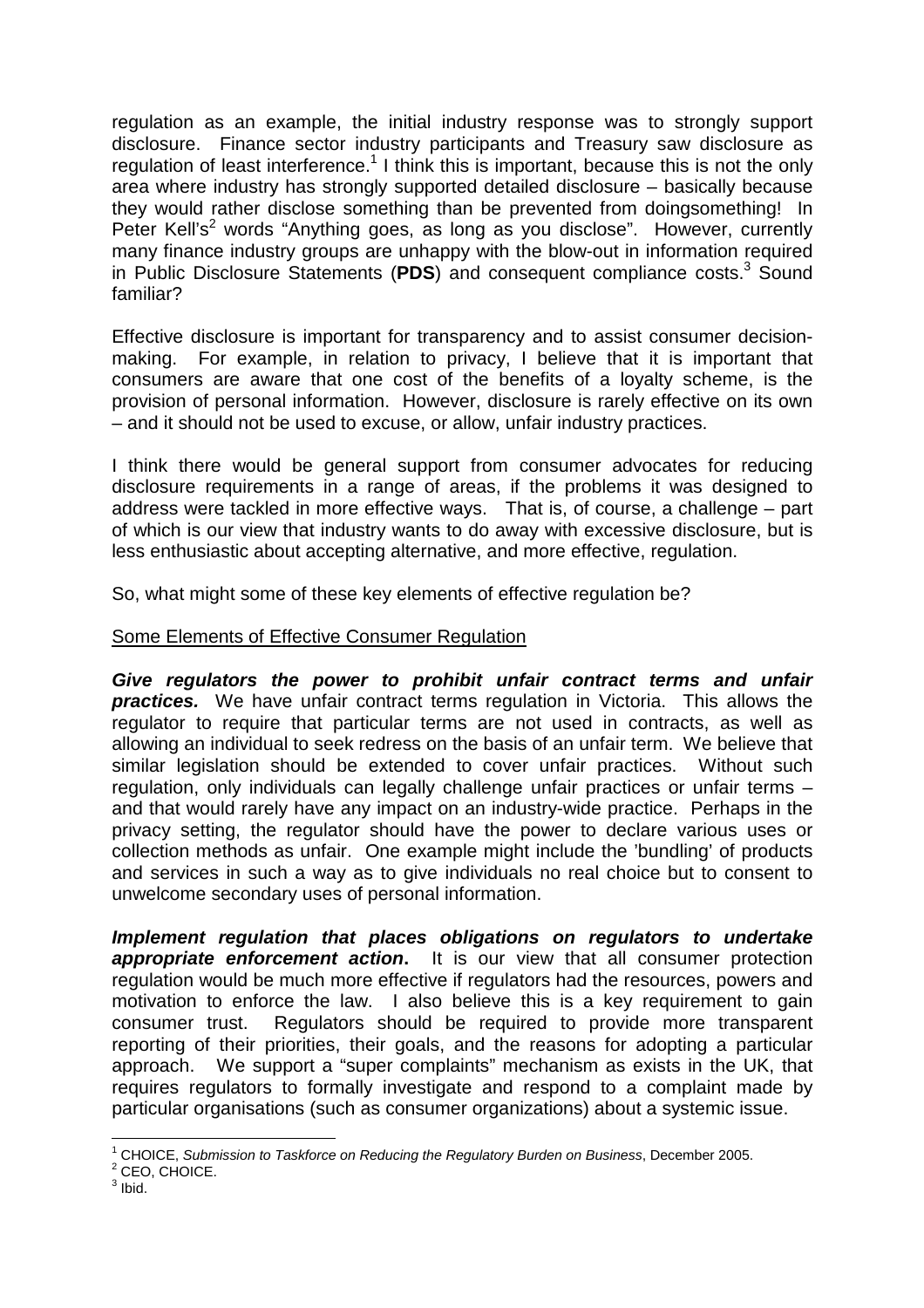regulation as an example, the initial industry response was to strongly support disclosure. Finance sector industry participants and Treasury saw disclosure as regulation of least interference.[1] I think this is important, because this is not the only area where industry has strongly supported detailed disclosure – basically because they would rather disclose something than be prevented from doingsomething! In Peter Kell's[2] words "Anything goes, as long as you disclose". However, currently many finance industry groups are unhappy with the blow-out in information required in Public Disclosure Statements (**PDS**) and consequent compliance costs.[3] Sound familiar?

Effective disclosure is important for transparency and to assist consumer decision-making. For example, in relation to privacy, I believe that it is important that consumers are aware that one cost of the benefits of a loyalty scheme, is the provision of personal information. However, disclosure is rarely effective on its own – and it should not be used to excuse, or allow, unfair industry practices.

I think there would be general support from consumer advocates for reducing disclosure requirements in a range of areas, if the problems it was designed to address were tackled in more effective ways. That is, of course, a challenge – part of which is our view that industry wants to do away with excessive disclosure, but is less enthusiastic about accepting alternative, and more effective, regulation.

So, what might some of these key elements of effective regulation be?

<u>Some Elements of Effective Consumer Regulation</u>

***Give regulators the power to prohibit unfair contract terms and unfair practices.*** We have unfair contract terms regulation in Victoria. This allows the regulator to require that particular terms are not used in contracts, as well as allowing an individual to seek redress on the basis of an unfair term. We believe that similar legislation should be extended to cover unfair practices. Without such regulation, only individuals can legally challenge unfair practices or unfair terms – and that would rarely have any impact on an industry-wide practice. Perhaps in the privacy setting, the regulator should have the power to declare various uses or collection methods as unfair. One example might include the 'bundling' of products and services in such a way as to give individuals no real choice but to consent to unwelcome secondary uses of personal information.

***Implement regulation that places obligations on regulators to undertake appropriate enforcement action*.** It is our view that all consumer protection regulation would be much more effective if regulators had the resources, powers and motivation to enforce the law. I also believe this is a key requirement to gain consumer trust. Regulators should be required to provide more transparent reporting of their priorities, their goals, and the reasons for adopting a particular approach. We support a "super complaints" mechanism as exists in the UK, that requires regulators to formally investigate and respond to a complaint made by particular organisations (such as consumer organizations) about a systemic issue.

---

[1] CHOICE, *Submission to Taskforce on Reducing the Regulatory Burden on Business*, December 2005.

[2] CEO, CHOICE.

[3] Ibid.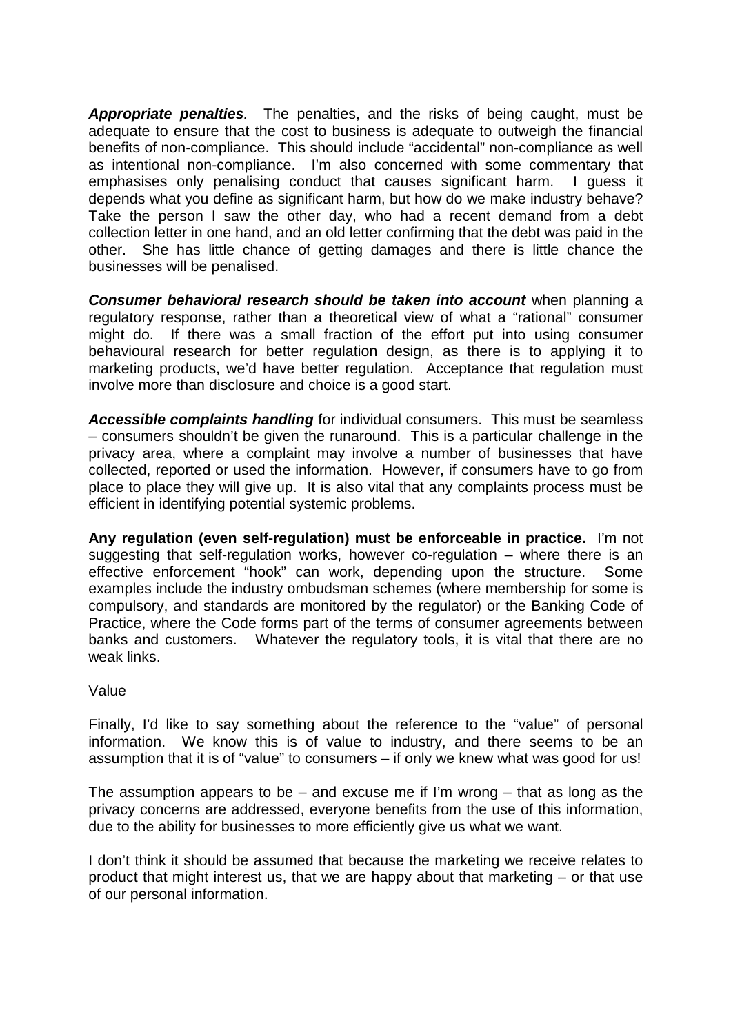***Appropriate penalties***. The penalties, and the risks of being caught, must be adequate to ensure that the cost to business is adequate to outweigh the financial benefits of non-compliance. This should include "accidental" non-compliance as well as intentional non-compliance. I'm also concerned with some commentary that emphasises only penalising conduct that causes significant harm. I guess it depends what you define as significant harm, but how do we make industry behave? Take the person I saw the other day, who had a recent demand from a debt collection letter in one hand, and an old letter confirming that the debt was paid in the other. She has little chance of getting damages and there is little chance the businesses will be penalised.

***Consumer behavioral research should be taken into account*** when planning a regulatory response, rather than a theoretical view of what a "rational" consumer might do. If there was a small fraction of the effort put into using consumer behavioural research for better regulation design, as there is to applying it to marketing products, we'd have better regulation. Acceptance that regulation must involve more than disclosure and choice is a good start.

***Accessible complaints handling*** for individual consumers. This must be seamless – consumers shouldn't be given the runaround. This is a particular challenge in the privacy area, where a complaint may involve a number of businesses that have collected, reported or used the information. However, if consumers have to go from place to place they will give up. It is also vital that any complaints process must be efficient in identifying potential systemic problems.

**Any regulation (even self-regulation) must be enforceable in practice.** I'm not suggesting that self-regulation works, however co-regulation – where there is an effective enforcement "hook" can work, depending upon the structure. Some examples include the industry ombudsman schemes (where membership for some is compulsory, and standards are monitored by the regulator) or the Banking Code of Practice, where the Code forms part of the terms of consumer agreements between banks and customers. Whatever the regulatory tools, it is vital that there are no weak links.

<u>Value</u>

Finally, I'd like to say something about the reference to the "value" of personal information. We know this is of value to industry, and there seems to be an assumption that it is of "value" to consumers – if only we knew what was good for us!

The assumption appears to be – and excuse me if I'm wrong – that as long as the privacy concerns are addressed, everyone benefits from the use of this information, due to the ability for businesses to more efficiently give us what we want.

I don't think it should be assumed that because the marketing we receive relates to product that might interest us, that we are happy about that marketing – or that use of our personal information.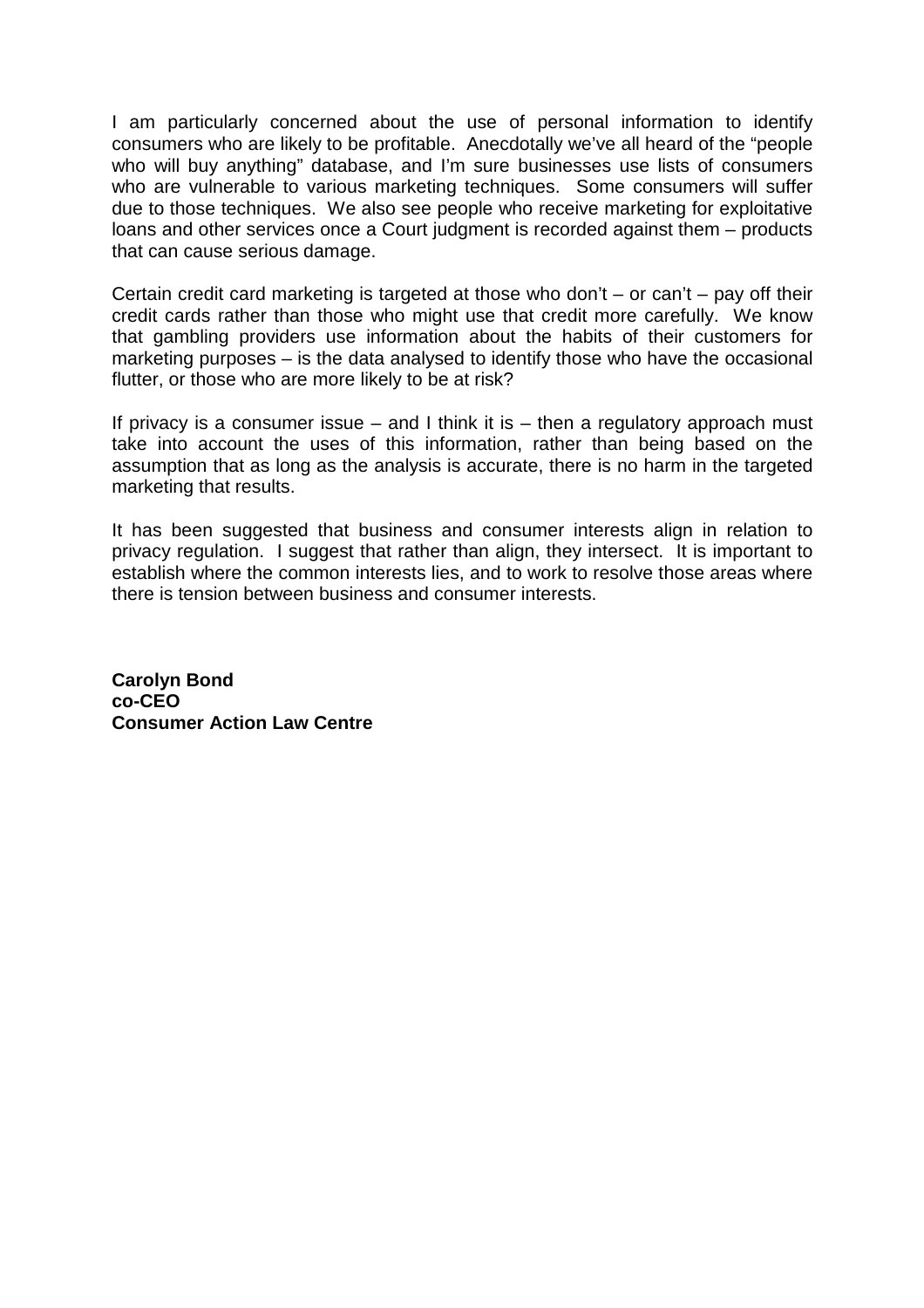I am particularly concerned about the use of personal information to identify consumers who are likely to be profitable. Anecdotally we've all heard of the "people who will buy anything" database, and I'm sure businesses use lists of consumers who are vulnerable to various marketing techniques. Some consumers will suffer due to those techniques. We also see people who receive marketing for exploitative loans and other services once a Court judgment is recorded against them – products that can cause serious damage.

Certain credit card marketing is targeted at those who don't – or can't – pay off their credit cards rather than those who might use that credit more carefully. We know that gambling providers use information about the habits of their customers for marketing purposes – is the data analysed to identify those who have the occasional flutter, or those who are more likely to be at risk?

If privacy is a consumer issue – and I think it is – then a regulatory approach must take into account the uses of this information, rather than being based on the assumption that as long as the analysis is accurate, there is no harm in the targeted marketing that results.

It has been suggested that business and consumer interests align in relation to privacy regulation. I suggest that rather than align, they intersect. It is important to establish where the common interests lies, and to work to resolve those areas where there is tension between business and consumer interests.

**Carolyn Bond**
**co-CEO**
**Consumer Action Law Centre**